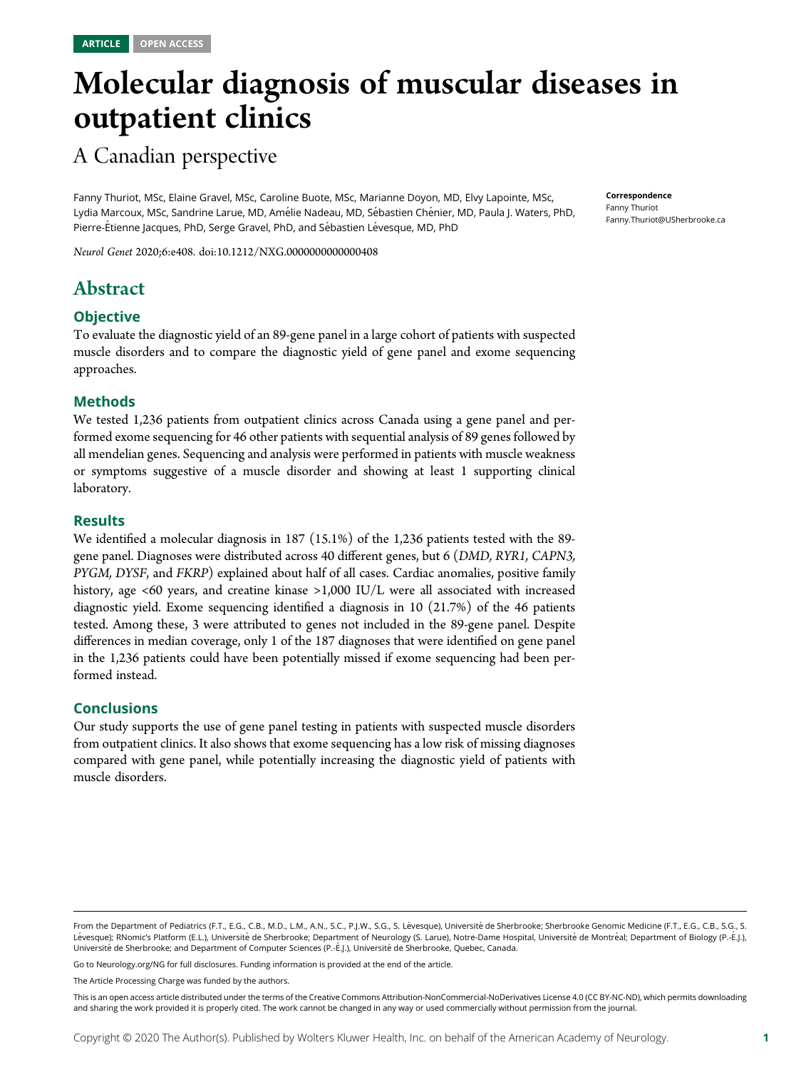ARTICLE OPEN ACCESS

# Molecular diagnosis of muscular diseases in outpatient clinics

## A Canadian perspective

Fanny Thuriot, MSc, Elaine Gravel, MSc, Caroline Buote, MSc, Marianne Doyon, MD, Elvy Lapointe, MSc, Lydia Marcoux, MSc, Sandrine Larue, MD, Amélie Nadeau, MD, Sébastien Chénier, MD, Paula J. Waters, PhD, Pierre-Étienne Jacques, PhD, Serge Gravel, PhD, and Sébastien Lévesque, MD, PhD

*Neurol Genet* 2020;6:e408. doi:10.1212/NXG.0000000000000408

**Correspondence**
Fanny Thuriot
Fanny.Thuriot@USherbrooke.ca

## Abstract

### Objective

To evaluate the diagnostic yield of an 89-gene panel in a large cohort of patients with suspected muscle disorders and to compare the diagnostic yield of gene panel and exome sequencing approaches.

### Methods

We tested 1,236 patients from outpatient clinics across Canada using a gene panel and performed exome sequencing for 46 other patients with sequential analysis of 89 genes followed by all mendelian genes. Sequencing and analysis were performed in patients with muscle weakness or symptoms suggestive of a muscle disorder and showing at least 1 supporting clinical laboratory.

### Results

We identified a molecular diagnosis in 187 (15.1%) of the 1,236 patients tested with the 89-gene panel. Diagnoses were distributed across 40 different genes, but 6 (*DMD, RYR1, CAPN3, PYGM, DYSF*, and *FKRP*) explained about half of all cases. Cardiac anomalies, positive family history, age <60 years, and creatine kinase >1,000 IU/L were all associated with increased diagnostic yield. Exome sequencing identified a diagnosis in 10 (21.7%) of the 46 patients tested. Among these, 3 were attributed to genes not included in the 89-gene panel. Despite differences in median coverage, only 1 of the 187 diagnoses that were identified on gene panel in the 1,236 patients could have been potentially missed if exome sequencing had been performed instead.

### Conclusions

Our study supports the use of gene panel testing in patients with suspected muscle disorders from outpatient clinics. It also shows that exome sequencing has a low risk of missing diagnoses compared with gene panel, while potentially increasing the diagnostic yield of patients with muscle disorders.

---

From the Department of Pediatrics (F.T., E.G., C.B., M.D., L.M., A.N., S.C., P.J.W., S.G., S. Lévesque), Université de Sherbrooke; Sherbrooke Genomic Medicine (F.T., E.G., C.B., S.G., S. Lévesque); RNomic's Platform (E.L.), Université de Sherbrooke; Department of Neurology (S. Larue), Notre-Dame Hospital, Université de Montréal; Department of Biology (P.-É.J.), Université de Sherbrooke; and Department of Computer Sciences (P.-É.J.), Université de Sherbrooke, Quebec, Canada.

Go to Neurology.org/NG for full disclosures. Funding information is provided at the end of the article.

The Article Processing Charge was funded by the authors.

This is an open access article distributed under the terms of the Creative Commons Attribution-NonCommercial-NoDerivatives License 4.0 (CC BY-NC-ND), which permits downloading and sharing the work provided it is properly cited. The work cannot be changed in any way or used commercially without permission from the journal.

Copyright © 2020 The Author(s). Published by Wolters Kluwer Health, Inc. on behalf of the American Academy of Neurology.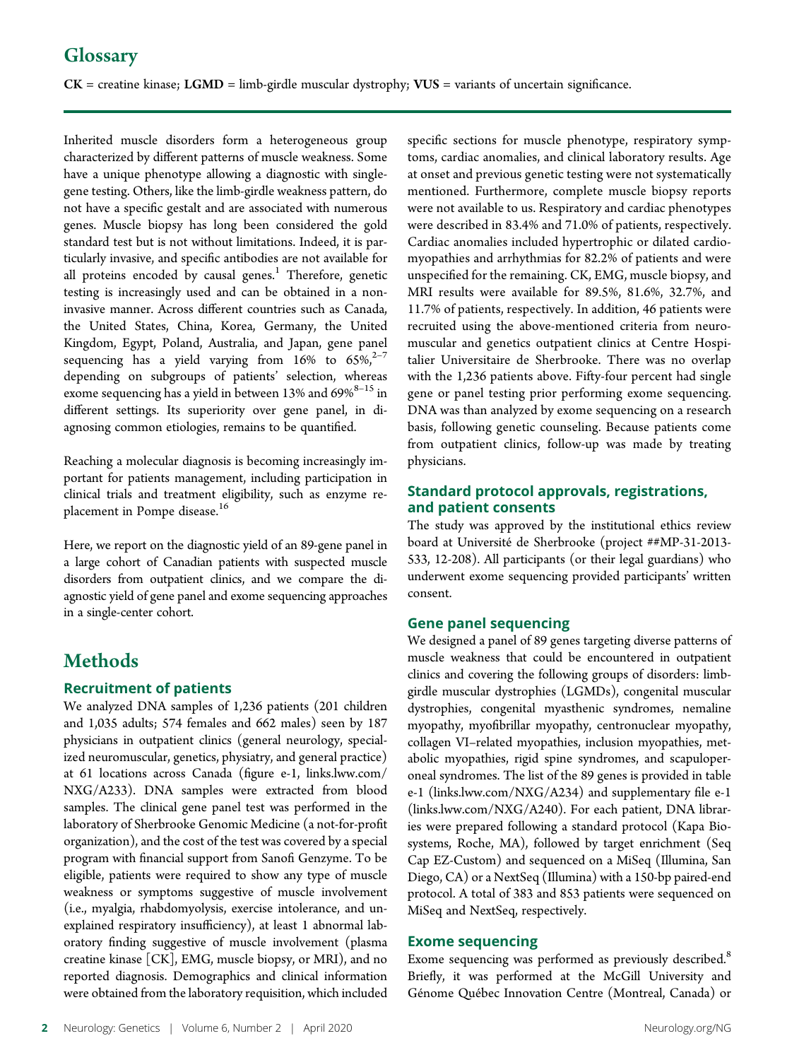## Glossary

**CK** = creatine kinase; **LGMD** = limb-girdle muscular dystrophy; **VUS** = variants of uncertain significance.

Inherited muscle disorders form a heterogeneous group characterized by different patterns of muscle weakness. Some have a unique phenotype allowing a diagnostic with single-gene testing. Others, like the limb-girdle weakness pattern, do not have a specific gestalt and are associated with numerous genes. Muscle biopsy has long been considered the gold standard test but is not without limitations. Indeed, it is particularly invasive, and specific antibodies are not available for all proteins encoded by causal genes.[1] Therefore, genetic testing is increasingly used and can be obtained in a noninvasive manner. Across different countries such as Canada, the United States, China, Korea, Germany, the United Kingdom, Egypt, Poland, Australia, and Japan, gene panel sequencing has a yield varying from 16% to 65%,[2–7] depending on subgroups of patients' selection, whereas exome sequencing has a yield in between 13% and 69%[8–15] in different settings. Its superiority over gene panel, in diagnosing common etiologies, remains to be quantified.

Reaching a molecular diagnosis is becoming increasingly important for patients management, including participation in clinical trials and treatment eligibility, such as enzyme replacement in Pompe disease.[16]

Here, we report on the diagnostic yield of an 89-gene panel in a large cohort of Canadian patients with suspected muscle disorders from outpatient clinics, and we compare the diagnostic yield of gene panel and exome sequencing approaches in a single-center cohort.

# Methods

## Recruitment of patients

We analyzed DNA samples of 1,236 patients (201 children and 1,035 adults; 574 females and 662 males) seen by 187 physicians in outpatient clinics (general neurology, specialized neuromuscular, genetics, physiatry, and general practice) at 61 locations across Canada (figure e-1, links.lww.com/NXG/A233). DNA samples were extracted from blood samples. The clinical gene panel test was performed in the laboratory of Sherbrooke Genomic Medicine (a not-for-profit organization), and the cost of the test was covered by a special program with financial support from Sanofi Genzyme. To be eligible, patients were required to show any type of muscle weakness or symptoms suggestive of muscle involvement (i.e., myalgia, rhabdomyolysis, exercise intolerance, and unexplained respiratory insufficiency), at least 1 abnormal laboratory finding suggestive of muscle involvement (plasma creatine kinase [CK], EMG, muscle biopsy, or MRI), and no reported diagnosis. Demographics and clinical information were obtained from the laboratory requisition, which included specific sections for muscle phenotype, respiratory symptoms, cardiac anomalies, and clinical laboratory results. Age at onset and previous genetic testing were not systematically mentioned. Furthermore, complete muscle biopsy reports were not available to us. Respiratory and cardiac phenotypes were described in 83.4% and 71.0% of patients, respectively. Cardiac anomalies included hypertrophic or dilated cardiomyopathies and arrhythmias for 82.2% of patients and were unspecified for the remaining. CK, EMG, muscle biopsy, and MRI results were available for 89.5%, 81.6%, 32.7%, and 11.7% of patients, respectively. In addition, 46 patients were recruited using the above-mentioned criteria from neuromuscular and genetics outpatient clinics at Centre Hospitalier Universitaire de Sherbrooke. There was no overlap with the 1,236 patients above. Fifty-four percent had single gene or panel testing prior performing exome sequencing. DNA was than analyzed by exome sequencing on a research basis, following genetic counseling. Because patients come from outpatient clinics, follow-up was made by treating physicians.

## Standard protocol approvals, registrations, and patient consents

The study was approved by the institutional ethics review board at Université de Sherbrooke (project ##MP-31-2013-533, 12-208). All participants (or their legal guardians) who underwent exome sequencing provided participants' written consent.

## Gene panel sequencing

We designed a panel of 89 genes targeting diverse patterns of muscle weakness that could be encountered in outpatient clinics and covering the following groups of disorders: limb-girdle muscular dystrophies (LGMDs), congenital muscular dystrophies, congenital myasthenic syndromes, nemaline myopathy, myofibrillar myopathy, centronuclear myopathy, collagen VI–related myopathies, inclusion myopathies, metabolic myopathies, rigid spine syndromes, and scapuloperoneal syndromes. The list of the 89 genes is provided in table e-1 (links.lww.com/NXG/A234) and supplementary file e-1 (links.lww.com/NXG/A240). For each patient, DNA libraries were prepared following a standard protocol (Kapa Biosystems, Roche, MA), followed by target enrichment (Seq Cap EZ-Custom) and sequenced on a MiSeq (Illumina, San Diego, CA) or a NextSeq (Illumina) with a 150-bp paired-end protocol. A total of 383 and 853 patients were sequenced on MiSeq and NextSeq, respectively.

## Exome sequencing

Exome sequencing was performed as previously described.[8] Briefly, it was performed at the McGill University and Génome Québec Innovation Centre (Montreal, Canada) or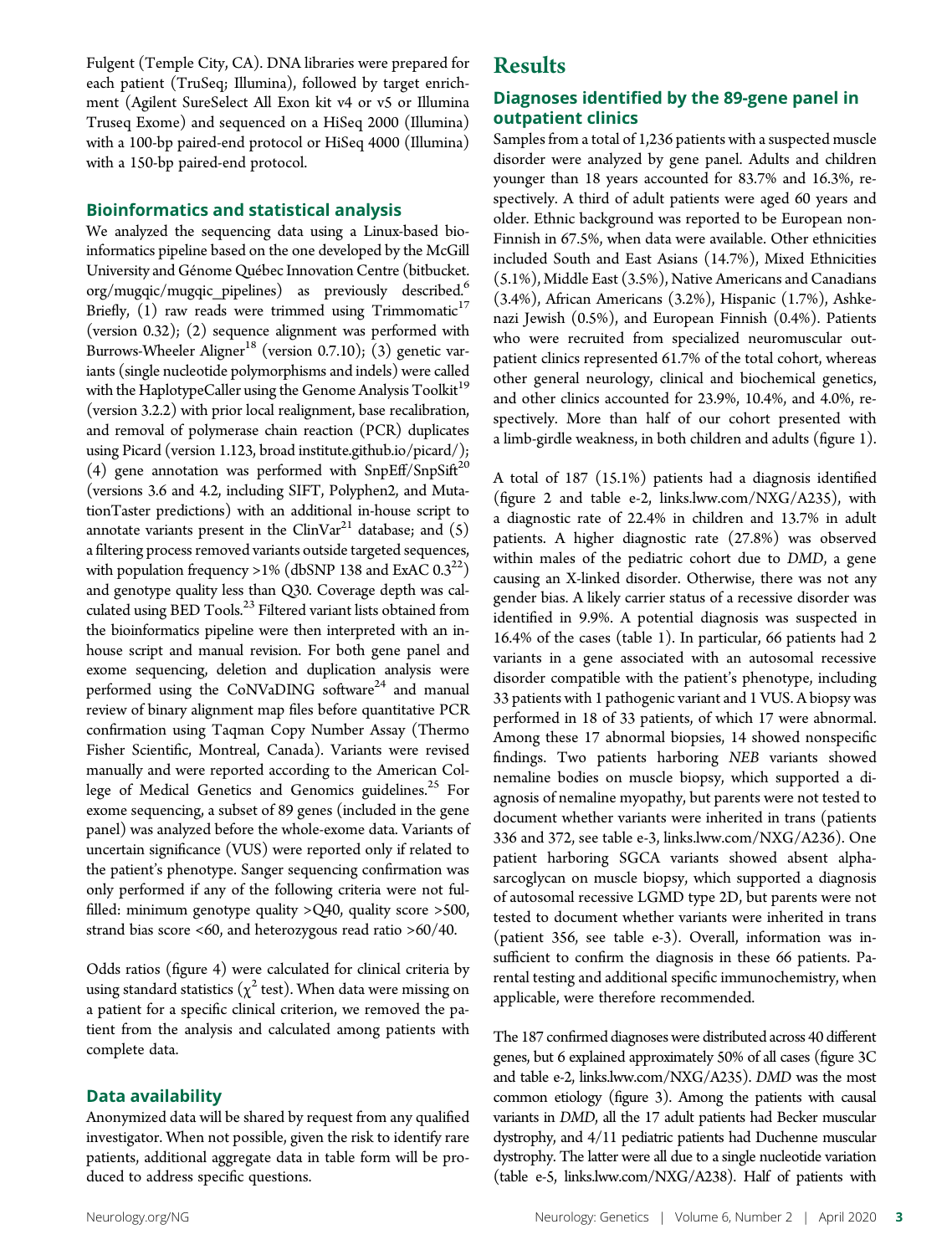Fulgent (Temple City, CA). DNA libraries were prepared for each patient (TruSeq; Illumina), followed by target enrichment (Agilent SureSelect All Exon kit v4 or v5 or Illumina Truseq Exome) and sequenced on a HiSeq 2000 (Illumina) with a 100-bp paired-end protocol or HiSeq 4000 (Illumina) with a 150-bp paired-end protocol.

## Bioinformatics and statistical analysis

We analyzed the sequencing data using a Linux-based bioinformatics pipeline based on the one developed by the McGill University and Génome Québec Innovation Centre (bitbucket.org/mugqic/mugqic_pipelines) as previously described.[6] Briefly, (1) raw reads were trimmed using Trimmomatic[17] (version 0.32); (2) sequence alignment was performed with Burrows-Wheeler Aligner[18] (version 0.7.10); (3) genetic variants (single nucleotide polymorphisms and indels) were called with the HaplotypeCaller using the Genome Analysis Toolkit[19] (version 3.2.2) with prior local realignment, base recalibration, and removal of polymerase chain reaction (PCR) duplicates using Picard (version 1.123, broad institute.github.io/picard/); (4) gene annotation was performed with SnpEff/SnpSift[20] (versions 3.6 and 4.2, including SIFT, Polyphen2, and MutationTaster predictions) with an additional in-house script to annotate variants present in the ClinVar[21] database; and (5) a filtering process removed variants outside targeted sequences, with population frequency >1% (dbSNP 138 and ExAC 0.3[22]) and genotype quality less than Q30. Coverage depth was calculated using BED Tools.[23] Filtered variant lists obtained from the bioinformatics pipeline were then interpreted with an in-house script and manual revision. For both gene panel and exome sequencing, deletion and duplication analysis were performed using the CoNVaDING software[24] and manual review of binary alignment map files before quantitative PCR confirmation using Taqman Copy Number Assay (Thermo Fisher Scientific, Montreal, Canada). Variants were revised manually and were reported according to the American College of Medical Genetics and Genomics guidelines.[25] For exome sequencing, a subset of 89 genes (included in the gene panel) was analyzed before the whole-exome data. Variants of uncertain significance (VUS) were reported only if related to the patient's phenotype. Sanger sequencing confirmation was only performed if any of the following criteria were not fulfilled: minimum genotype quality >Q40, quality score >500, strand bias score <60, and heterozygous read ratio >60/40.

Odds ratios (figure 4) were calculated for clinical criteria by using standard statistics ($\chi^2$ test). When data were missing on a patient for a specific clinical criterion, we removed the patient from the analysis and calculated among patients with complete data.

## Data availability

Anonymized data will be shared by request from any qualified investigator. When not possible, given the risk to identify rare patients, additional aggregate data in table form will be produced to address specific questions.

# Results

## Diagnoses identified by the 89-gene panel in outpatient clinics

Samples from a total of 1,236 patients with a suspected muscle disorder were analyzed by gene panel. Adults and children younger than 18 years accounted for 83.7% and 16.3%, respectively. A third of adult patients were aged 60 years and older. Ethnic background was reported to be European non-Finnish in 67.5%, when data were available. Other ethnicities included South and East Asians (14.7%), Mixed Ethnicities (5.1%), Middle East (3.5%), Native Americans and Canadians (3.4%), African Americans (3.2%), Hispanic (1.7%), Ashkenazi Jewish (0.5%), and European Finnish (0.4%). Patients who were recruited from specialized neuromuscular outpatient clinics represented 61.7% of the total cohort, whereas other general neurology, clinical and biochemical genetics, and other clinics accounted for 23.9%, 10.4%, and 4.0%, respectively. More than half of our cohort presented with a limb-girdle weakness, in both children and adults (figure 1).

A total of 187 (15.1%) patients had a diagnosis identified (figure 2 and table e-2, links.lww.com/NXG/A235), with a diagnostic rate of 22.4% in children and 13.7% in adult patients. A higher diagnostic rate (27.8%) was observed within males of the pediatric cohort due to *DMD*, a gene causing an X-linked disorder. Otherwise, there was not any gender bias. A likely carrier status of a recessive disorder was identified in 9.9%. A potential diagnosis was suspected in 16.4% of the cases (table 1). In particular, 66 patients had 2 variants in a gene associated with an autosomal recessive disorder compatible with the patient's phenotype, including 33 patients with 1 pathogenic variant and 1 VUS. A biopsy was performed in 18 of 33 patients, of which 17 were abnormal. Among these 17 abnormal biopsies, 14 showed nonspecific findings. Two patients harboring *NEB* variants showed nemaline bodies on muscle biopsy, which supported a diagnosis of nemaline myopathy, but parents were not tested to document whether variants were inherited in trans (patients 336 and 372, see table e-3, links.lww.com/NXG/A236). One patient harboring SGCA variants showed absent alpha-sarcoglycan on muscle biopsy, which supported a diagnosis of autosomal recessive LGMD type 2D, but parents were not tested to document whether variants were inherited in trans (patient 356, see table e-3). Overall, information was insufficient to confirm the diagnosis in these 66 patients. Parental testing and additional specific immunochemistry, when applicable, were therefore recommended.

The 187 confirmed diagnoses were distributed across 40 different genes, but 6 explained approximately 50% of all cases (figure 3C and table e-2, links.lww.com/NXG/A235). *DMD* was the most common etiology (figure 3). Among the patients with causal variants in *DMD*, all the 17 adult patients had Becker muscular dystrophy, and 4/11 pediatric patients had Duchenne muscular dystrophy. The latter were all due to a single nucleotide variation (table e-5, links.lww.com/NXG/A238). Half of patients with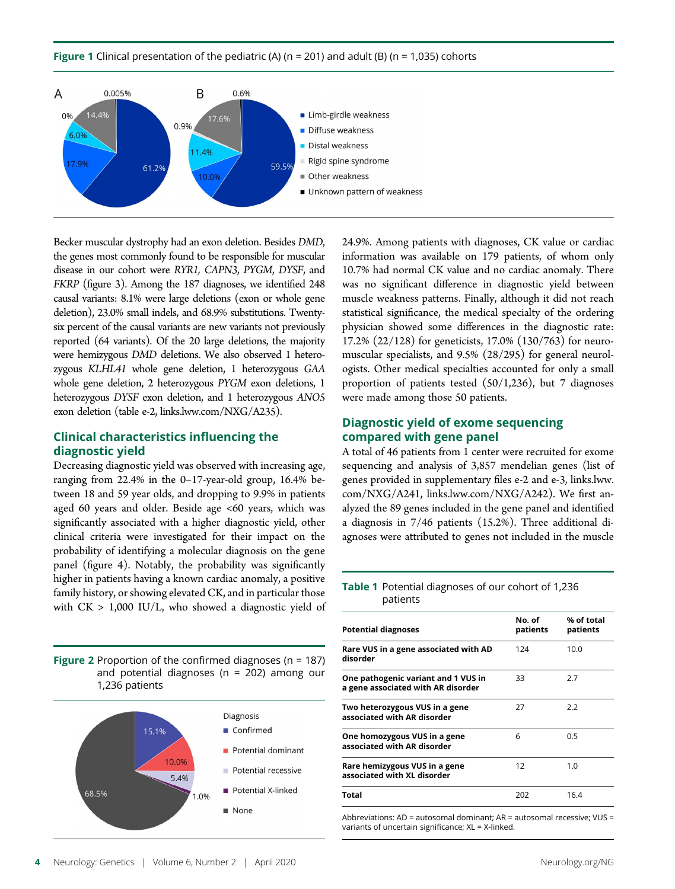**Figure 1** Clinical presentation of the pediatric (A) (n = 201) and adult (B) (n = 1,035) cohorts

Becker muscular dystrophy had an exon deletion. Besides *DMD*, the genes most commonly found to be responsible for muscular disease in our cohort were *RYR1*, *CAPN3*, *PYGM*, *DYSF*, and *FKRP* (figure 3). Among the 187 diagnoses, we identified 248 causal variants: 8.1% were large deletions (exon or whole gene deletion), 23.0% small indels, and 68.9% substitutions. Twenty-six percent of the causal variants are new variants not previously reported (64 variants). Of the 20 large deletions, the majority were hemizygous *DMD* deletions. We also observed 1 heterozygous *KLHL41* whole gene deletion, 1 heterozygous *GAA* whole gene deletion, 2 heterozygous *PYGM* exon deletions, 1 heterozygous *DYSF* exon deletion, and 1 heterozygous *ANO5* exon deletion (table e-2, links.lww.com/NXG/A235).

## Clinical characteristics influencing the diagnostic yield

Decreasing diagnostic yield was observed with increasing age, ranging from 22.4% in the 0–17-year-old group, 16.4% between 18 and 59 year olds, and dropping to 9.9% in patients aged 60 years and older. Beside age <60 years, which was significantly associated with a higher diagnostic yield, other clinical criteria were investigated for their impact on the probability of identifying a molecular diagnosis on the gene panel (figure 4). Notably, the probability was significantly higher in patients having a known cardiac anomaly, a positive family history, or showing elevated CK, and in particular those with CK > 1,000 IU/L, who showed a diagnostic yield of 24.9%. Among patients with diagnoses, CK value or cardiac information was available on 179 patients, of whom only 10.7% had normal CK value and no cardiac anomaly. There was no significant difference in diagnostic yield between muscle weakness patterns. Finally, although it did not reach statistical significance, the medical specialty of the ordering physician showed some differences in the diagnostic rate: 17.2% (22/128) for geneticists, 17.0% (130/763) for neuromuscular specialists, and 9.5% (28/295) for general neurologists. Other medical specialties accounted for only a small proportion of patients tested (50/1,236), but 7 diagnoses were made among those 50 patients.

**Figure 2** Proportion of the confirmed diagnoses (n = 187) and potential diagnoses (n = 202) among our 1,236 patients

## Diagnostic yield of exome sequencing compared with gene panel

A total of 46 patients from 1 center were recruited for exome sequencing and analysis of 3,857 mendelian genes (list of genes provided in supplementary files e-2 and e-3, links.lww.com/NXG/A241, links.lww.com/NXG/A242). We first analyzed the 89 genes included in the gene panel and identified a diagnosis in 7/46 patients (15.2%). Three additional diagnoses were attributed to genes not included in the muscle

**Table 1** Potential diagnoses of our cohort of 1,236 patients

| Potential diagnoses | No. of patients | % of total patients |
|---|---|---|
| Rare VUS in a gene associated with AD disorder | 124 | 10.0 |
| One pathogenic variant and 1 VUS in a gene associated with AR disorder | 33 | 2.7 |
| Two heterozygous VUS in a gene associated with AR disorder | 27 | 2.2 |
| One homozygous VUS in a gene associated with AR disorder | 6 | 0.5 |
| Rare hemizygous VUS in a gene associated with XL disorder | 12 | 1.0 |
| Total | 202 | 16.4 |

Abbreviations: AD = autosomal dominant; AR = autosomal recessive; VUS = variants of uncertain significance; XL = X-linked.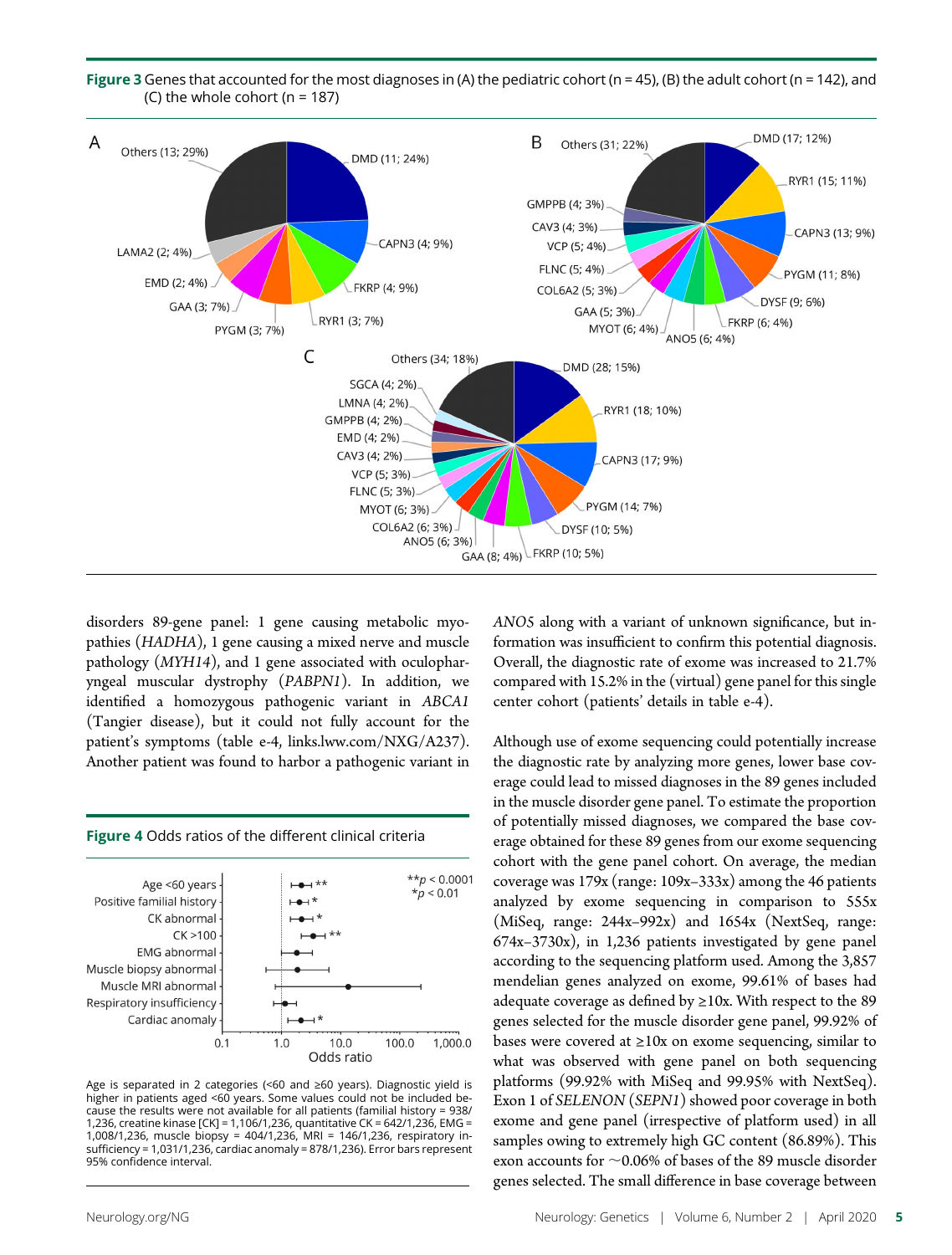**Figure 3** Genes that accounted for the most diagnoses in (A) the pediatric cohort (n = 45), (B) the adult cohort (n = 142), and (C) the whole cohort (n = 187)

disorders 89-gene panel: 1 gene causing metabolic myopathies (*HADHA*), 1 gene causing a mixed nerve and muscle pathology (*MYH14*), and 1 gene associated with oculopharyngeal muscular dystrophy (*PABPN1*). In addition, we identified a homozygous pathogenic variant in *ABCA1* (Tangier disease), but it could not fully account for the patient's symptoms (table e-4, links.lww.com/NXG/A237). Another patient was found to harbor a pathogenic variant in *ANO5* along with a variant of unknown significance, but information was insufficient to confirm this potential diagnosis. Overall, the diagnostic rate of exome was increased to 21.7% compared with 15.2% in the (virtual) gene panel for this single center cohort (patients' details in table e-4).

**Figure 4** Odds ratios of the different clinical criteria

Age is separated in 2 categories (<60 and ≥60 years). Diagnostic yield is higher in patients aged <60 years. Some values could not be included because the results were not available for all patients (familial history = 938/1,236, creatine kinase [CK] = 1,106/1,236, quantitative CK = 642/1,236, EMG = 1,008/1,236, muscle biopsy = 404/1,236, MRI = 146/1,236, respiratory insufficiency = 1,031/1,236, cardiac anomaly = 878/1,236). Error bars represent 95% confidence interval.

Although use of exome sequencing could potentially increase the diagnostic rate by analyzing more genes, lower base coverage could lead to missed diagnoses in the 89 genes included in the muscle disorder gene panel. To estimate the proportion of potentially missed diagnoses, we compared the base coverage obtained for these 89 genes from our exome sequencing cohort with the gene panel cohort. On average, the median coverage was 179x (range: 109x–333x) among the 46 patients analyzed by exome sequencing in comparison to 555x (MiSeq, range: 244x–992x) and 1654x (NextSeq, range: 674x–3730x), in 1,236 patients investigated by gene panel according to the sequencing platform used. Among the 3,857 mendelian genes analyzed on exome, 99.61% of bases had adequate coverage as defined by ≥10x. With respect to the 89 genes selected for the muscle disorder gene panel, 99.92% of bases were covered at ≥10x on exome sequencing, similar to what was observed with gene panel on both sequencing platforms (99.92% with MiSeq and 99.95% with NextSeq). Exon 1 of *SELENON* (*SEPN1*) showed poor coverage in both exome and gene panel (irrespective of platform used) in all samples owing to extremely high GC content (86.89%). This exon accounts for ~0.06% of bases of the 89 muscle disorder genes selected. The small difference in base coverage between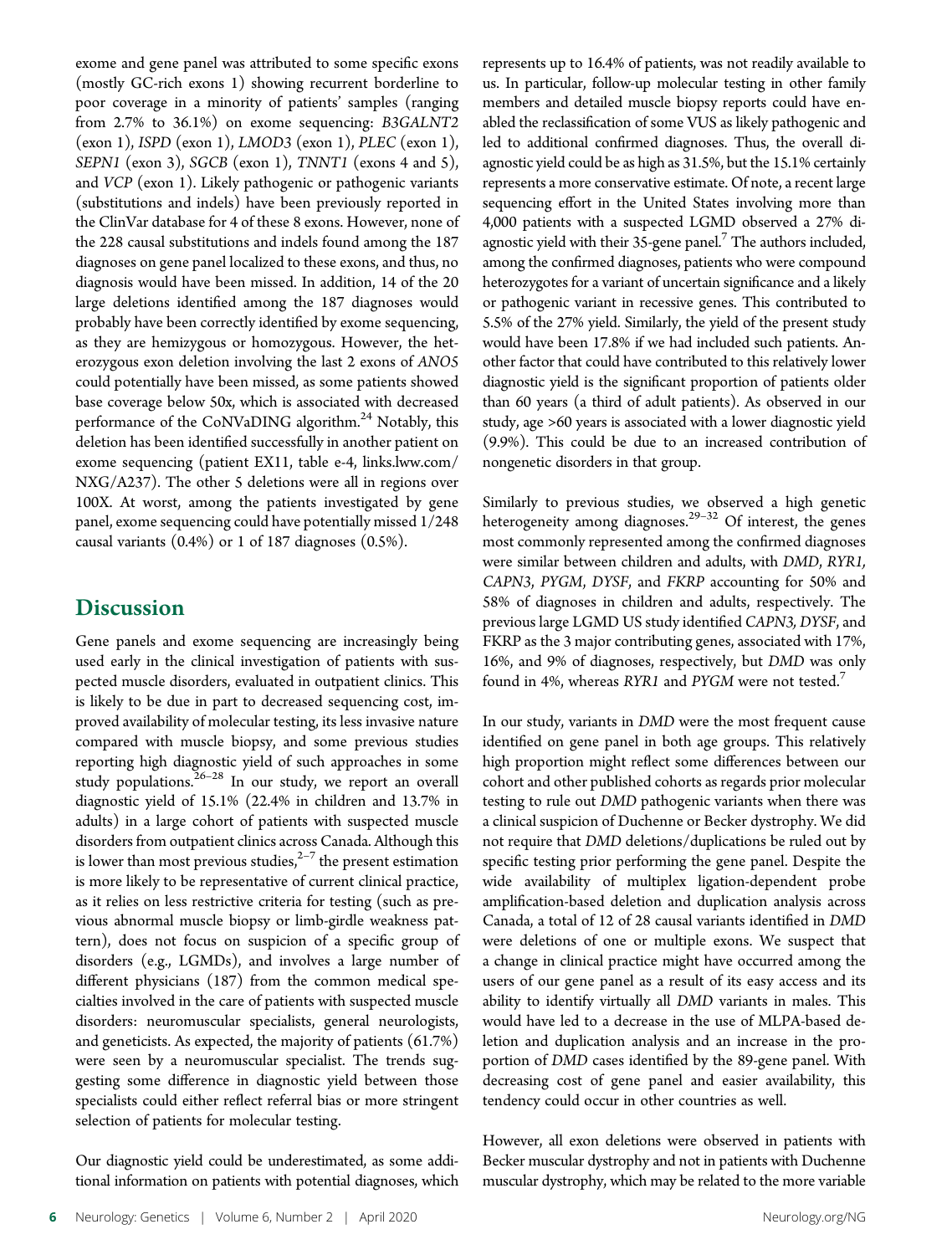exome and gene panel was attributed to some specific exons (mostly GC-rich exons 1) showing recurrent borderline to poor coverage in a minority of patients' samples (ranging from 2.7% to 36.1%) on exome sequencing: *B3GALNT2* (exon 1), *ISPD* (exon 1), *LMOD3* (exon 1), *PLEC* (exon 1), *SEPN1* (exon 3), *SGCB* (exon 1), *TNNT1* (exons 4 and 5), and *VCP* (exon 1). Likely pathogenic or pathogenic variants (substitutions and indels) have been previously reported in the ClinVar database for 4 of these 8 exons. However, none of the 228 causal substitutions and indels found among the 187 diagnoses on gene panel localized to these exons, and thus, no diagnosis would have been missed. In addition, 14 of the 20 large deletions identified among the 187 diagnoses would probably have been correctly identified by exome sequencing, as they are hemizygous or homozygous. However, the heterozygous exon deletion involving the last 2 exons of *ANO5* could potentially have been missed, as some patients showed base coverage below 50x, which is associated with decreased performance of the CoNVaDING algorithm.[24] Notably, this deletion has been identified successfully in another patient on exome sequencing (patient EX11, table e-4, links.lww.com/NXG/A237). The other 5 deletions were all in regions over 100X. At worst, among the patients investigated by gene panel, exome sequencing could have potentially missed 1/248 causal variants (0.4%) or 1 of 187 diagnoses (0.5%).

## Discussion

Gene panels and exome sequencing are increasingly being used early in the clinical investigation of patients with suspected muscle disorders, evaluated in outpatient clinics. This is likely to be due in part to decreased sequencing cost, improved availability of molecular testing, its less invasive nature compared with muscle biopsy, and some previous studies reporting high diagnostic yield of such approaches in some study populations.[26–28] In our study, we report an overall diagnostic yield of 15.1% (22.4% in children and 13.7% in adults) in a large cohort of patients with suspected muscle disorders from outpatient clinics across Canada. Although this is lower than most previous studies,[2–7] the present estimation is more likely to be representative of current clinical practice, as it relies on less restrictive criteria for testing (such as previous abnormal muscle biopsy or limb-girdle weakness pattern), does not focus on suspicion of a specific group of disorders (e.g., LGMDs), and involves a large number of different physicians (187) from the common medical specialties involved in the care of patients with suspected muscle disorders: neuromuscular specialists, general neurologists, and geneticists. As expected, the majority of patients (61.7%) were seen by a neuromuscular specialist. The trends suggesting some difference in diagnostic yield between those specialists could either reflect referral bias or more stringent selection of patients for molecular testing.

Our diagnostic yield could be underestimated, as some additional information on patients with potential diagnoses, which represents up to 16.4% of patients, was not readily available to us. In particular, follow-up molecular testing in other family members and detailed muscle biopsy reports could have enabled the reclassification of some VUS as likely pathogenic and led to additional confirmed diagnoses. Thus, the overall diagnostic yield could be as high as 31.5%, but the 15.1% certainly represents a more conservative estimate. Of note, a recent large sequencing effort in the United States involving more than 4,000 patients with a suspected LGMD observed a 27% diagnostic yield with their 35-gene panel.[7] The authors included, among the confirmed diagnoses, patients who were compound heterozygotes for a variant of uncertain significance and a likely or pathogenic variant in recessive genes. This contributed to 5.5% of the 27% yield. Similarly, the yield of the present study would have been 17.8% if we had included such patients. Another factor that could have contributed to this relatively lower diagnostic yield is the significant proportion of patients older than 60 years (a third of adult patients). As observed in our study, age >60 years is associated with a lower diagnostic yield (9.9%). This could be due to an increased contribution of nongenetic disorders in that group.

Similarly to previous studies, we observed a high genetic heterogeneity among diagnoses.[29–32] Of interest, the genes most commonly represented among the confirmed diagnoses were similar between children and adults, with *DMD*, *RYR1*, *CAPN3*, *PYGM*, *DYSF*, and *FKRP* accounting for 50% and 58% of diagnoses in children and adults, respectively. The previous large LGMD US study identified *CAPN3*, *DYSF*, and FKRP as the 3 major contributing genes, associated with 17%, 16%, and 9% of diagnoses, respectively, but *DMD* was only found in 4%, whereas *RYR1* and *PYGM* were not tested.[7]

In our study, variants in *DMD* were the most frequent cause identified on gene panel in both age groups. This relatively high proportion might reflect some differences between our cohort and other published cohorts as regards prior molecular testing to rule out *DMD* pathogenic variants when there was a clinical suspicion of Duchenne or Becker dystrophy. We did not require that *DMD* deletions/duplications be ruled out by specific testing prior performing the gene panel. Despite the wide availability of multiplex ligation-dependent probe amplification-based deletion and duplication analysis across Canada, a total of 12 of 28 causal variants identified in *DMD* were deletions of one or multiple exons. We suspect that a change in clinical practice might have occurred among the users of our gene panel as a result of its easy access and its ability to identify virtually all *DMD* variants in males. This would have led to a decrease in the use of MLPA-based deletion and duplication analysis and an increase in the proportion of *DMD* cases identified by the 89-gene panel. With decreasing cost of gene panel and easier availability, this tendency could occur in other countries as well.

However, all exon deletions were observed in patients with Becker muscular dystrophy and not in patients with Duchenne muscular dystrophy, which may be related to the more variable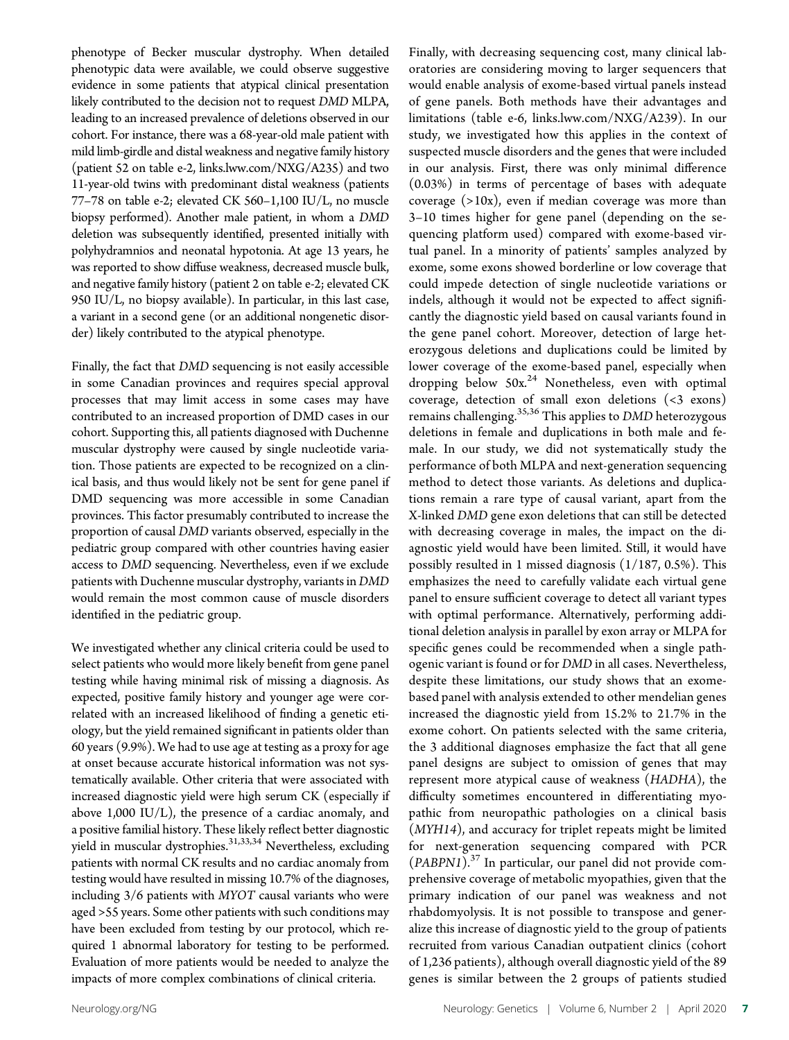phenotype of Becker muscular dystrophy. When detailed phenotypic data were available, we could observe suggestive evidence in some patients that atypical clinical presentation likely contributed to the decision not to request *DMD* MLPA, leading to an increased prevalence of deletions observed in our cohort. For instance, there was a 68-year-old male patient with mild limb-girdle and distal weakness and negative family history (patient 52 on table e-2, links.lww.com/NXG/A235) and two 11-year-old twins with predominant distal weakness (patients 77–78 on table e-2; elevated CK 560–1,100 IU/L, no muscle biopsy performed). Another male patient, in whom a *DMD* deletion was subsequently identified, presented initially with polyhydramnios and neonatal hypotonia. At age 13 years, he was reported to show diffuse weakness, decreased muscle bulk, and negative family history (patient 2 on table e-2; elevated CK 950 IU/L, no biopsy available). In particular, in this last case, a variant in a second gene (or an additional nongenetic disorder) likely contributed to the atypical phenotype.

Finally, the fact that *DMD* sequencing is not easily accessible in some Canadian provinces and requires special approval processes that may limit access in some cases may have contributed to an increased proportion of DMD cases in our cohort. Supporting this, all patients diagnosed with Duchenne muscular dystrophy were caused by single nucleotide variation. Those patients are expected to be recognized on a clinical basis, and thus would likely not be sent for gene panel if DMD sequencing was more accessible in some Canadian provinces. This factor presumably contributed to increase the proportion of causal *DMD* variants observed, especially in the pediatric group compared with other countries having easier access to *DMD* sequencing. Nevertheless, even if we exclude patients with Duchenne muscular dystrophy, variants in *DMD* would remain the most common cause of muscle disorders identified in the pediatric group.

We investigated whether any clinical criteria could be used to select patients who would more likely benefit from gene panel testing while having minimal risk of missing a diagnosis. As expected, positive family history and younger age were correlated with an increased likelihood of finding a genetic etiology, but the yield remained significant in patients older than 60 years (9.9%). We had to use age at testing as a proxy for age at onset because accurate historical information was not systematically available. Other criteria that were associated with increased diagnostic yield were high serum CK (especially if above 1,000 IU/L), the presence of a cardiac anomaly, and a positive familial history. These likely reflect better diagnostic yield in muscular dystrophies.[31,33,34] Nevertheless, excluding patients with normal CK results and no cardiac anomaly from testing would have resulted in missing 10.7% of the diagnoses, including 3/6 patients with *MYOT* causal variants who were aged >55 years. Some other patients with such conditions may have been excluded from testing by our protocol, which required 1 abnormal laboratory for testing to be performed. Evaluation of more patients would be needed to analyze the impacts of more complex combinations of clinical criteria.

Finally, with decreasing sequencing cost, many clinical laboratories are considering moving to larger sequencers that would enable analysis of exome-based virtual panels instead of gene panels. Both methods have their advantages and limitations (table e-6, links.lww.com/NXG/A239). In our study, we investigated how this applies in the context of suspected muscle disorders and the genes that were included in our analysis. First, there was only minimal difference (0.03%) in terms of percentage of bases with adequate coverage (>10x), even if median coverage was more than 3–10 times higher for gene panel (depending on the sequencing platform used) compared with exome-based virtual panel. In a minority of patients' samples analyzed by exome, some exons showed borderline or low coverage that could impede detection of single nucleotide variations or indels, although it would not be expected to affect significantly the diagnostic yield based on causal variants found in the gene panel cohort. Moreover, detection of large heterozygous deletions and duplications could be limited by lower coverage of the exome-based panel, especially when dropping below 50x.[24] Nonetheless, even with optimal coverage, detection of small exon deletions (<3 exons) remains challenging.[35,36] This applies to *DMD* heterozygous deletions in female and duplications in both male and female. In our study, we did not systematically study the performance of both MLPA and next-generation sequencing method to detect those variants. As deletions and duplications remain a rare type of causal variant, apart from the X-linked *DMD* gene exon deletions that can still be detected with decreasing coverage in males, the impact on the diagnostic yield would have been limited. Still, it would have possibly resulted in 1 missed diagnosis (1/187, 0.5%). This emphasizes the need to carefully validate each virtual gene panel to ensure sufficient coverage to detect all variant types with optimal performance. Alternatively, performing additional deletion analysis in parallel by exon array or MLPA for specific genes could be recommended when a single pathogenic variant is found or for *DMD* in all cases. Nevertheless, despite these limitations, our study shows that an exome-based panel with analysis extended to other mendelian genes increased the diagnostic yield from 15.2% to 21.7% in the exome cohort. On patients selected with the same criteria, the 3 additional diagnoses emphasize the fact that all gene panel designs are subject to omission of genes that may represent more atypical cause of weakness (*HADHA*), the difficulty sometimes encountered in differentiating myopathic from neuropathic pathologies on a clinical basis (*MYH14*), and accuracy for triplet repeats might be limited for next-generation sequencing compared with PCR (*PABPN1*).[37] In particular, our panel did not provide comprehensive coverage of metabolic myopathies, given that the primary indication of our panel was weakness and not rhabdomyolysis. It is not possible to transpose and generalize this increase of diagnostic yield to the group of patients recruited from various Canadian outpatient clinics (cohort of 1,236 patients), although overall diagnostic yield of the 89 genes is similar between the 2 groups of patients studied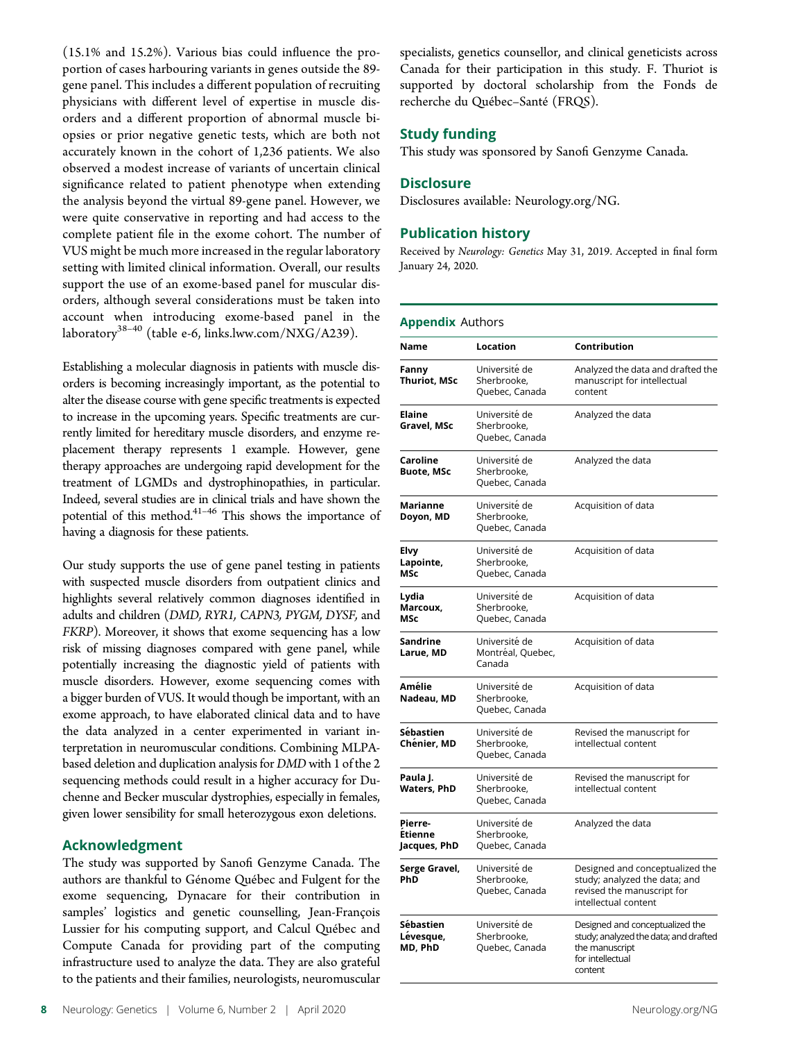(15.1% and 15.2%). Various bias could influence the proportion of cases harbouring variants in genes outside the 89-gene panel. This includes a different population of recruiting physicians with different level of expertise in muscle disorders and a different proportion of abnormal muscle biopsies or prior negative genetic tests, which are both not accurately known in the cohort of 1,236 patients. We also observed a modest increase of variants of uncertain clinical significance related to patient phenotype when extending the analysis beyond the virtual 89-gene panel. However, we were quite conservative in reporting and had access to the complete patient file in the exome cohort. The number of VUS might be much more increased in the regular laboratory setting with limited clinical information. Overall, our results support the use of an exome-based panel for muscular disorders, although several considerations must be taken into account when introducing exome-based panel in the laboratory[38–40] (table e-6, links.lww.com/NXG/A239).

Establishing a molecular diagnosis in patients with muscle disorders is becoming increasingly important, as the potential to alter the disease course with gene specific treatments is expected to increase in the upcoming years. Specific treatments are currently limited for hereditary muscle disorders, and enzyme replacement therapy represents 1 example. However, gene therapy approaches are undergoing rapid development for the treatment of LGMDs and dystrophinopathies, in particular. Indeed, several studies are in clinical trials and have shown the potential of this method.[41–46] This shows the importance of having a diagnosis for these patients.

Our study supports the use of gene panel testing in patients with suspected muscle disorders from outpatient clinics and highlights several relatively common diagnoses identified in adults and children (*DMD, RYR1, CAPN3, PYGM, DYSF,* and *FKRP*). Moreover, it shows that exome sequencing has a low risk of missing diagnoses compared with gene panel, while potentially increasing the diagnostic yield of patients with muscle disorders. However, exome sequencing comes with a bigger burden of VUS. It would though be important, with an exome approach, to have elaborated clinical data and to have the data analyzed in a center experimented in variant interpretation in neuromuscular conditions. Combining MLPA-based deletion and duplication analysis for *DMD* with 1 of the 2 sequencing methods could result in a higher accuracy for Duchenne and Becker muscular dystrophies, especially in females, given lower sensibility for small heterozygous exon deletions.

## Acknowledgment

The study was supported by Sanofi Genzyme Canada. The authors are thankful to Génome Québec and Fulgent for the exome sequencing, Dynacare for their contribution in samples' logistics and genetic counselling, Jean-François Lussier for his computing support, and Calcul Québec and Compute Canada for providing part of the computing infrastructure used to analyze the data. They are also grateful to the patients and their families, neurologists, neuromuscular specialists, genetics counsellor, and clinical geneticists across Canada for their participation in this study. F. Thuriot is supported by doctoral scholarship from the Fonds de recherche du Québec–Santé (FRQS).

## Study funding

This study was sponsored by Sanofi Genzyme Canada.

## Disclosure

Disclosures available: Neurology.org/NG.

## Publication history

Received by *Neurology: Genetics* May 31, 2019. Accepted in final form January 24, 2020.

**Appendix** Authors

| Name | Location | Contribution |
|---|---|---|
| **Fanny Thuriot, MSc** | Université de Sherbrooke, Quebec, Canada | Analyzed the data and drafted the manuscript for intellectual content |
| **Elaine Gravel, MSc** | Université de Sherbrooke, Quebec, Canada | Analyzed the data |
| **Caroline Buote, MSc** | Université de Sherbrooke, Quebec, Canada | Analyzed the data |
| **Marianne Doyon, MD** | Université de Sherbrooke, Quebec, Canada | Acquisition of data |
| **Elvy Lapointe, MSc** | Université de Sherbrooke, Quebec, Canada | Acquisition of data |
| **Lydia Marcoux, MSc** | Université de Sherbrooke, Quebec, Canada | Acquisition of data |
| **Sandrine Larue, MD** | Université de Montréal, Quebec, Canada | Acquisition of data |
| **Amélie Nadeau, MD** | Université de Sherbrooke, Quebec, Canada | Acquisition of data |
| **Sébastien Chénier, MD** | Université de Sherbrooke, Quebec, Canada | Revised the manuscript for intellectual content |
| **Paula J. Waters, PhD** | Université de Sherbrooke, Quebec, Canada | Revised the manuscript for intellectual content |
| **Pierre-Étienne Jacques, PhD** | Université de Sherbrooke, Quebec, Canada | Analyzed the data |
| **Serge Gravel, PhD** | Université de Sherbrooke, Quebec, Canada | Designed and conceptualized the study; analyzed the data; and revised the manuscript for intellectual content |
| **Sébastien Lévesque, MD, PhD** | Université de Sherbrooke, Quebec, Canada | Designed and conceptualized the study; analyzed the data; and drafted the manuscript for intellectual content |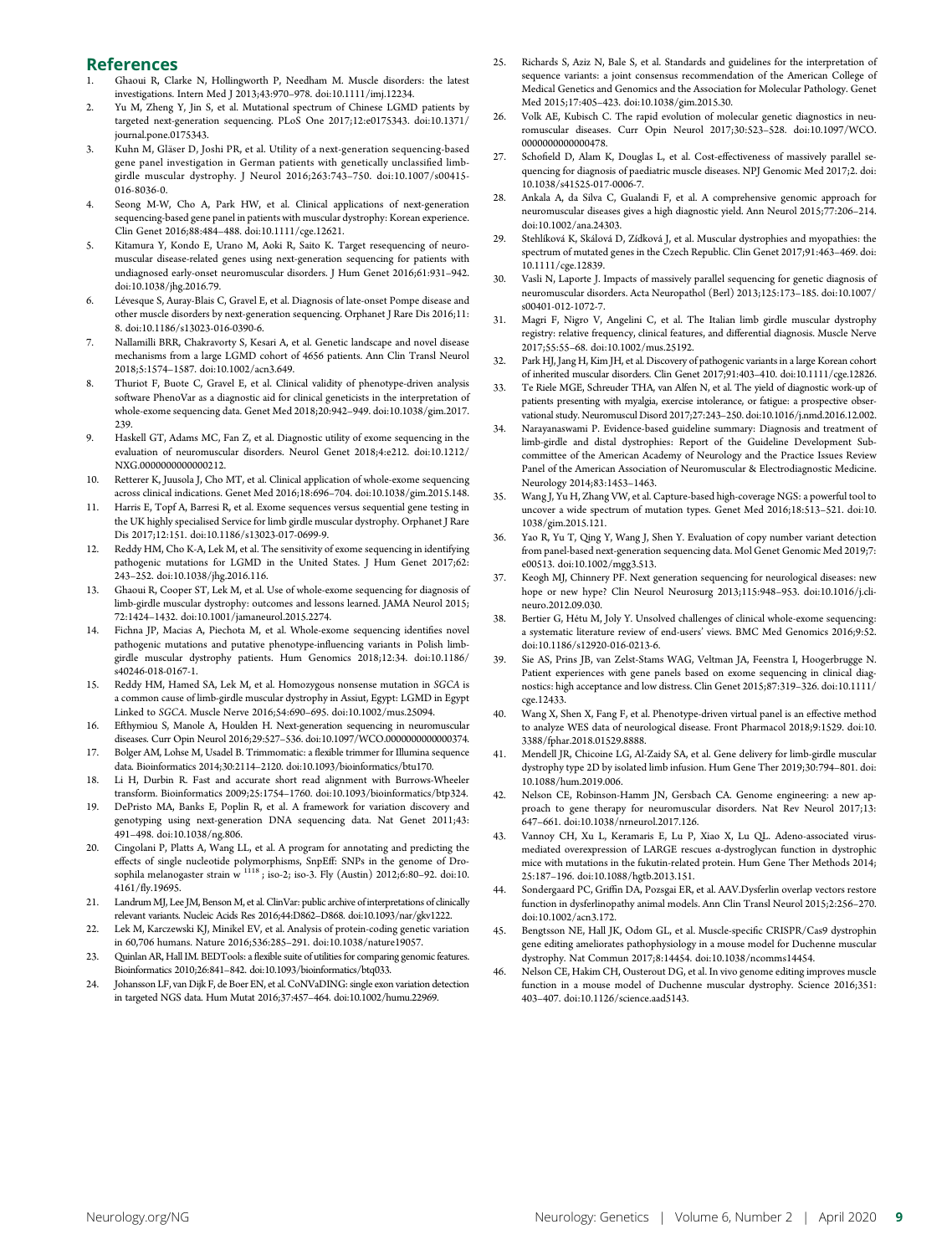## References

1. Ghaoui R, Clarke N, Hollingworth P, Needham M. Muscle disorders: the latest investigations. Intern Med J 2013;43:970–978. doi:10.1111/imj.12234.
2. Yu M, Zheng Y, Jin S, et al. Mutational spectrum of Chinese LGMD patients by targeted next-generation sequencing. PLoS One 2017;12:e0175343. doi:10.1371/journal.pone.0175343.
3. Kuhn M, Gläser D, Joshi PR, et al. Utility of a next-generation sequencing-based gene panel investigation in German patients with genetically unclassified limb-girdle muscular dystrophy. J Neurol 2016;263:743–750. doi:10.1007/s00415-016-8036-0.
4. Seong M-W, Cho A, Park HW, et al. Clinical applications of next-generation sequencing-based gene panel in patients with muscular dystrophy: Korean experience. Clin Genet 2016;88:484–488. doi:10.1111/cge.12621.
5. Kitamura Y, Kondo E, Urano M, Aoki R, Saito K. Target resequencing of neuromuscular disease-related genes using next-generation sequencing for patients with undiagnosed early-onset neuromuscular disorders. J Hum Genet 2016;61:931–942. doi:10.1038/jhg.2016.79.
6. Lévesque S, Auray-Blais C, Gravel E, et al. Diagnosis of late-onset Pompe disease and other muscle disorders by next-generation sequencing. Orphanet J Rare Dis 2016;11:8. doi:10.1186/s13023-016-0390-6.
7. Nallamilli BRR, Chakravorty S, Kesari A, et al. Genetic landscape and novel disease mechanisms from a large LGMD cohort of 4656 patients. Ann Clin Transl Neurol 2018;5:1574–1587. doi:10.1002/acn3.649.
8. Thuriot F, Buote C, Gravel E, et al. Clinical validity of phenotype-driven analysis software PhenoVar as a diagnostic aid for clinical geneticists in the interpretation of whole-exome sequencing data. Genet Med 2018;20:942–949. doi:10.1038/gim.2017.239.
9. Haskell GT, Adams MC, Fan Z, et al. Diagnostic utility of exome sequencing in the evaluation of neuromuscular disorders. Neurol Genet 2018;4:e212. doi:10.1212/NXG.0000000000000212.
10. Retterer K, Juusola J, Cho MT, et al. Clinical application of whole-exome sequencing across clinical indications. Genet Med 2016;18:696–704. doi:10.1038/gim.2015.148.
11. Harris E, Topf A, Barresi R, et al. Exome sequences versus sequential gene testing in the UK highly specialised Service for limb girdle muscular dystrophy. Orphanet J Rare Dis 2017;12:151. doi:10.1186/s13023-017-0699-9.
12. Reddy HM, Cho K-A, Lek M, et al. The sensitivity of exome sequencing in identifying pathogenic mutations for LGMD in the United States. J Hum Genet 2017;62:243–252. doi:10.1038/jhg.2016.116.
13. Ghaoui R, Cooper ST, Lek M, et al. Use of whole-exome sequencing for diagnosis of limb-girdle muscular dystrophy: outcomes and lessons learned. JAMA Neurol 2015;72:1424–1432. doi:10.1001/jamaneurol.2015.2274.
14. Fichna JP, Macias A, Piechota M, et al. Whole-exome sequencing identifies novel pathogenic mutations and putative phenotype-influencing variants in Polish limb-girdle muscular dystrophy patients. Hum Genomics 2018;12:34. doi:10.1186/s40246-018-0167-1.
15. Reddy HM, Hamed SA, Lek M, et al. Homozygous nonsense mutation in *SGCA* is a common cause of limb-girdle muscular dystrophy in Assiut, Egypt: LGMD in Egypt Linked to *SGCA*. Muscle Nerve 2016;54:690–695. doi:10.1002/mus.25094.
16. Efthymiou S, Manole A, Houlden H. Next-generation sequencing in neuromuscular diseases. Curr Opin Neurol 2016;29:527–536. doi:10.1097/WCO.0000000000000374.
17. Bolger AM, Lohse M, Usadel B. Trimmomatic: a flexible trimmer for Illumina sequence data. Bioinformatics 2014;30:2114–2120. doi:10.1093/bioinformatics/btu170.
18. Li H, Durbin R. Fast and accurate short read alignment with Burrows-Wheeler transform. Bioinformatics 2009;25:1754–1760. doi:10.1093/bioinformatics/btp324.
19. DePristo MA, Banks E, Poplin R, et al. A framework for variation discovery and genotyping using next-generation DNA sequencing data. Nat Genet 2011;43:491–498. doi:10.1038/ng.806.
20. Cingolani P, Platts A, Wang LL, et al. A program for annotating and predicting the effects of single nucleotide polymorphisms, SnpEff: SNPs in the genome of Drosophila melanogaster strain w $^{1118}$; iso-2; iso-3. Fly (Austin) 2012;6:80–92. doi:10.4161/fly.19695.
21. Landrum MJ, Lee JM, Benson M, et al. ClinVar: public archive of interpretations of clinically relevant variants. Nucleic Acids Res 2016;44:D862–D868. doi:10.1093/nar/gkv1222.
22. Lek M, Karczewski KJ, Minikel EV, et al. Analysis of protein-coding genetic variation in 60,706 humans. Nature 2016;536:285–291. doi:10.1038/nature19057.
23. Quinlan AR, Hall IM. BEDTools: a flexible suite of utilities for comparing genomic features. Bioinformatics 2010;26:841–842. doi:10.1093/bioinformatics/btq033.
24. Johansson LF, van Dijk F, de Boer EN, et al. CoNVaDING: single exon variation detection in targeted NGS data. Hum Mutat 2016;37:457–464. doi:10.1002/humu.22969.
25. Richards S, Aziz N, Bale S, et al. Standards and guidelines for the interpretation of sequence variants: a joint consensus recommendation of the American College of Medical Genetics and Genomics and the Association for Molecular Pathology. Genet Med 2015;17:405–423. doi:10.1038/gim.2015.30.
26. Volk AE, Kubisch C. The rapid evolution of molecular genetic diagnostics in neuromuscular diseases. Curr Opin Neurol 2017;30:523–528. doi:10.1097/WCO.0000000000000478.
27. Schofield D, Alam K, Douglas L, et al. Cost-effectiveness of massively parallel sequencing for diagnosis of paediatric muscle diseases. NPJ Genomic Med 2017;2. doi:10.1038/s41525-017-0006-7.
28. Ankala A, da Silva C, Gualandi F, et al. A comprehensive genomic approach for neuromuscular diseases gives a high diagnostic yield. Ann Neurol 2015;77:206–214. doi:10.1002/ana.24303.
29. Stehlíková K, Skálová D, Zídková J, et al. Muscular dystrophies and myopathies: the spectrum of mutated genes in the Czech Republic. Clin Genet 2017;91:463–469. doi:10.1111/cge.12839.
30. Vasli N, Laporte J. Impacts of massively parallel sequencing for genetic diagnosis of neuromuscular disorders. Acta Neuropathol (Berl) 2013;125:173–185. doi:10.1007/s00401-012-1072-7.
31. Magri F, Nigro V, Angelini C, et al. The Italian limb girdle muscular dystrophy registry: relative frequency, clinical features, and differential diagnosis. Muscle Nerve 2017;55:55–68. doi:10.1002/mus.25192.
32. Park HJ, Jang H, Kim JH, et al. Discovery of pathogenic variants in a large Korean cohort of inherited muscular disorders. Clin Genet 2017;91:403–410. doi:10.1111/cge.12826.
33. Te Riele MGE, Schreuder THA, van Alfen N, et al. The yield of diagnostic work-up of patients presenting with myalgia, exercise intolerance, or fatigue: a prospective observational study. Neuromuscul Disord 2017;27:243–250. doi:10.1016/j.nmd.2016.12.002.
34. Narayanaswami P. Evidence-based guideline summary: Diagnosis and treatment of limb-girdle and distal dystrophies: Report of the Guideline Development Subcommittee of the American Academy of Neurology and the Practice Issues Review Panel of the American Association of Neuromuscular & Electrodiagnostic Medicine. Neurology 2014;83:1453–1463.
35. Wang J, Yu H, Zhang VW, et al. Capture-based high-coverage NGS: a powerful tool to uncover a wide spectrum of mutation types. Genet Med 2016;18:513–521. doi:10.1038/gim.2015.121.
36. Yao R, Yu T, Qing Y, Wang J, Shen Y. Evaluation of copy number variant detection from panel-based next-generation sequencing data. Mol Genet Genomic Med 2019;7:e00513. doi:10.1002/mgg3.513.
37. Keogh MJ, Chinnery PF. Next generation sequencing for neurological diseases: new hope or new hype? Clin Neurol Neurosurg 2013;115:948–953. doi:10.1016/j.clineuro.2012.09.030.
38. Bertier G, Hétu M, Joly Y. Unsolved challenges of clinical whole-exome sequencing: a systematic literature review of end-users' views. BMC Med Genomics 2016;9:52. doi:10.1186/s12920-016-0213-6.
39. Sie AS, Prins JB, van Zelst-Stams WAG, Veltman JA, Feenstra I, Hoogerbrugge N. Patient experiences with gene panels based on exome sequencing in clinical diagnostics: high acceptance and low distress. Clin Genet 2015;87:319–326. doi:10.1111/cge.12433.
40. Wang X, Shen X, Fang F, et al. Phenotype-driven virtual panel is an effective method to analyze WES data of neurological disease. Front Pharmacol 2018;9:1529. doi:10.3388/fphar.2018.01529.8888.
41. Mendell JR, Chicoine LG, Al-Zaidy SA, et al. Gene delivery for limb-girdle muscular dystrophy type 2D by isolated limb infusion. Hum Gene Ther 2019;30:794–801. doi:10.1088/hum.2019.006.
42. Nelson CE, Robinson-Hamm JN, Gersbach CA. Genome engineering: a new approach to gene therapy for neuromuscular disorders. Nat Rev Neurol 2017;13:647–661. doi:10.1038/nrneurol.2017.126.
43. Vannoy CH, Xu L, Keramaris E, Lu P, Xiao X, Lu QL. Adeno-associated virus-mediated overexpression of LARGE rescues α-dystroglycan function in dystrophic mice with mutations in the fukutin-related protein. Hum Gene Ther Methods 2014;25:187–196. doi:10.1088/hgtb.2013.151.
44. Sondergaard PC, Griffin DA, Pozsgai ER, et al. AAV.Dysferlin overlap vectors restore function in dysferlinopathy animal models. Ann Clin Transl Neurol 2015;2:256–270. doi:10.1002/acn3.172.
45. Bengtsson NE, Hall JK, Odom GL, et al. Muscle-specific CRISPR/Cas9 dystrophin gene editing ameliorates pathophysiology in a mouse model for Duchenne muscular dystrophy. Nat Commun 2017;8:14454. doi:10.1038/ncomms14454.
46. Nelson CE, Hakim CH, Ousterout DG, et al. In vivo genome editing improves muscle function in a mouse model of Duchenne muscular dystrophy. Science 2016;351:403–407. doi:10.1126/science.aad5143.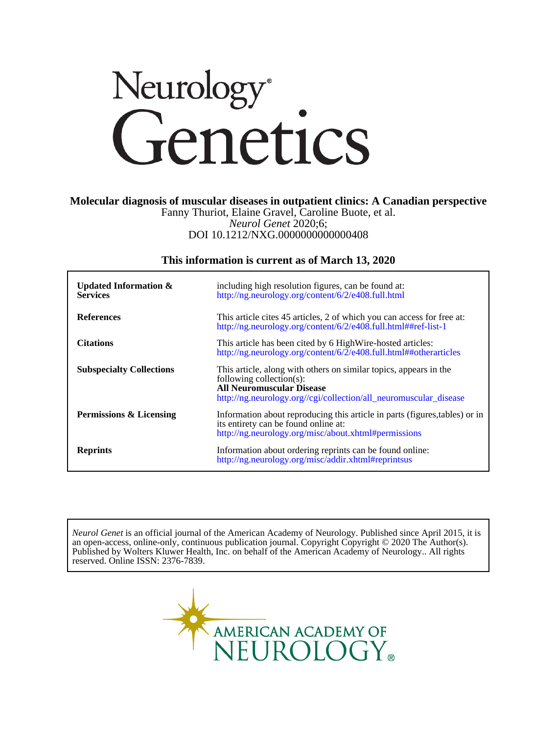# Neurology® Genetics

**Molecular diagnosis of muscular diseases in outpatient clinics: A Canadian perspective**

Fanny Thuriot, Elaine Gravel, Caroline Buote, et al.

*Neurol Genet* 2020;6;

DOI 10.1212/NXG.0000000000000408

**This information is current as of March 13, 2020**

| | |
|---|---|
| **Updated Information & Services** | including high resolution figures, can be found at: http://ng.neurology.org/content/6/2/e408.full.html |
| **References** | This article cites 45 articles, 2 of which you can access for free at: http://ng.neurology.org/content/6/2/e408.full.html##ref-list-1 |
| **Citations** | This article has been cited by 6 HighWire-hosted articles: http://ng.neurology.org/content/6/2/e408.full.html##otherarticles |
| **Subspecialty Collections** | This article, along with others on similar topics, appears in the following collection(s): **All Neuromuscular Disease** http://ng.neurology.org//cgi/collection/all_neuromuscular_disease |
| **Permissions & Licensing** | Information about reproducing this article in parts (figures,tables) or in its entirety can be found online at: http://ng.neurology.org/misc/about.xhtml#permissions |
| **Reprints** | Information about ordering reprints can be found online: http://ng.neurology.org/misc/addir.xhtml#reprintsus |

*Neurol Genet* is an official journal of the American Academy of Neurology. Published since April 2015, it is an open-access, online-only, continuous publication journal. Copyright Copyright © 2020 The Author(s). Published by Wolters Kluwer Health, Inc. on behalf of the American Academy of Neurology.. All rights reserved. Online ISSN: 2376-7839.

AMERICAN ACADEMY OF NEUROLOGY®